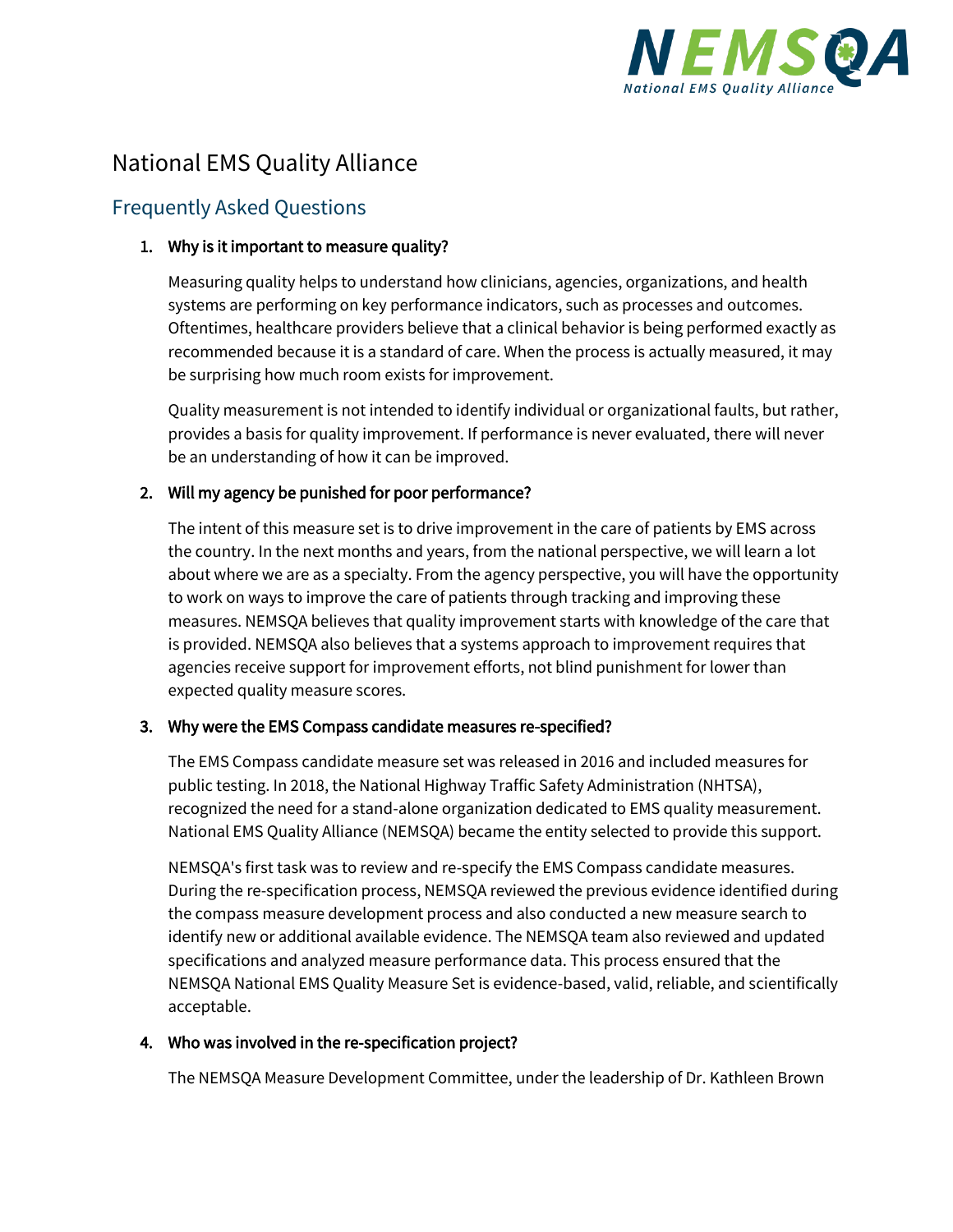# National EMS Quality Alliance

## Frequently Asked Questions

1. **Why is it important to measure quality?**

   Measuring quality helps to understand how clinicians, agencies, organizations, and health systems are performing on key performance indicators, such as processes and outcomes. Oftentimes, healthcare providers believe that a clinical behavior is being performed exactly as recommended because it is a standard of care. When the process is actually measured, it may be surprising how much room exists for improvement.

   Quality measurement is not intended to identify individual or organizational faults, but rather, provides a basis for quality improvement. If performance is never evaluated, there will never be an understanding of how it can be improved.

2. **Will my agency be punished for poor performance?**

   The intent of this measure set is to drive improvement in the care of patients by EMS across the country. In the next months and years, from the national perspective, we will learn a lot about where we are as a specialty. From the agency perspective, you will have the opportunity to work on ways to improve the care of patients through tracking and improving these measures. NEMSQA believes that quality improvement starts with knowledge of the care that is provided. NEMSQA also believes that a systems approach to improvement requires that agencies receive support for improvement efforts, not blind punishment for lower than expected quality measure scores.

3. **Why were the EMS Compass candidate measures re-specified?**

   The EMS Compass candidate measure set was released in 2016 and included measures for public testing. In 2018, the National Highway Traffic Safety Administration (NHTSA), recognized the need for a stand-alone organization dedicated to EMS quality measurement. National EMS Quality Alliance (NEMSQA) became the entity selected to provide this support.

   NEMSQA's first task was to review and re-specify the EMS Compass candidate measures. During the re-specification process, NEMSQA reviewed the previous evidence identified during the compass measure development process and also conducted a new measure search to identify new or additional available evidence. The NEMSQA team also reviewed and updated specifications and analyzed measure performance data. This process ensured that the NEMSQA National EMS Quality Measure Set is evidence-based, valid, reliable, and scientifically acceptable.

4. **Who was involved in the re-specification project?**

   The NEMSQA Measure Development Committee, under the leadership of Dr. Kathleen Brown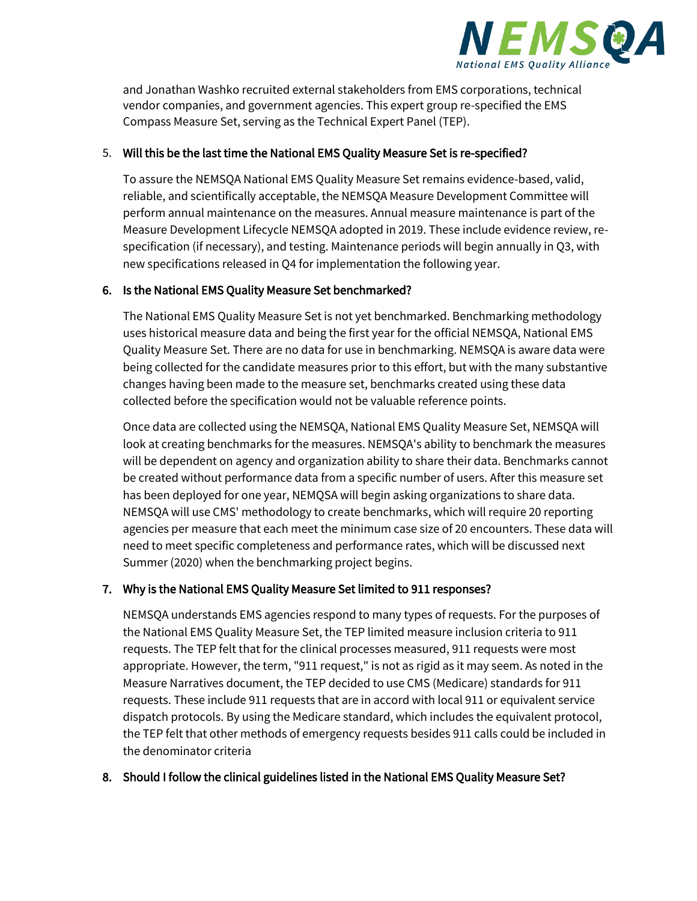and Jonathan Washko recruited external stakeholders from EMS corporations, technical vendor companies, and government agencies. This expert group re-specified the EMS Compass Measure Set, serving as the Technical Expert Panel (TEP).

5. **Will this be the last time the National EMS Quality Measure Set is re-specified?**

   To assure the NEMSQA National EMS Quality Measure Set remains evidence-based, valid, reliable, and scientifically acceptable, the NEMSQA Measure Development Committee will perform annual maintenance on the measures. Annual measure maintenance is part of the Measure Development Lifecycle NEMSQA adopted in 2019. These include evidence review, re-specification (if necessary), and testing. Maintenance periods will begin annually in Q3, with new specifications released in Q4 for implementation the following year.

6. **Is the National EMS Quality Measure Set benchmarked?**

   The National EMS Quality Measure Set is not yet benchmarked. Benchmarking methodology uses historical measure data and being the first year for the official NEMSQA, National EMS Quality Measure Set. There are no data for use in benchmarking. NEMSQA is aware data were being collected for the candidate measures prior to this effort, but with the many substantive changes having been made to the measure set, benchmarks created using these data collected before the specification would not be valuable reference points.

   Once data are collected using the NEMSQA, National EMS Quality Measure Set, NEMSQA will look at creating benchmarks for the measures. NEMSQA's ability to benchmark the measures will be dependent on agency and organization ability to share their data. Benchmarks cannot be created without performance data from a specific number of users. After this measure set has been deployed for one year, NEMQSA will begin asking organizations to share data. NEMSQA will use CMS' methodology to create benchmarks, which will require 20 reporting agencies per measure that each meet the minimum case size of 20 encounters. These data will need to meet specific completeness and performance rates, which will be discussed next Summer (2020) when the benchmarking project begins.

7. **Why is the National EMS Quality Measure Set limited to 911 responses?**

   NEMSQA understands EMS agencies respond to many types of requests. For the purposes of the National EMS Quality Measure Set, the TEP limited measure inclusion criteria to 911 requests. The TEP felt that for the clinical processes measured, 911 requests were most appropriate. However, the term, "911 request," is not as rigid as it may seem. As noted in the Measure Narratives document, the TEP decided to use CMS (Medicare) standards for 911 requests. These include 911 requests that are in accord with local 911 or equivalent service dispatch protocols. By using the Medicare standard, which includes the equivalent protocol, the TEP felt that other methods of emergency requests besides 911 calls could be included in the denominator criteria

8. **Should I follow the clinical guidelines listed in the National EMS Quality Measure Set?**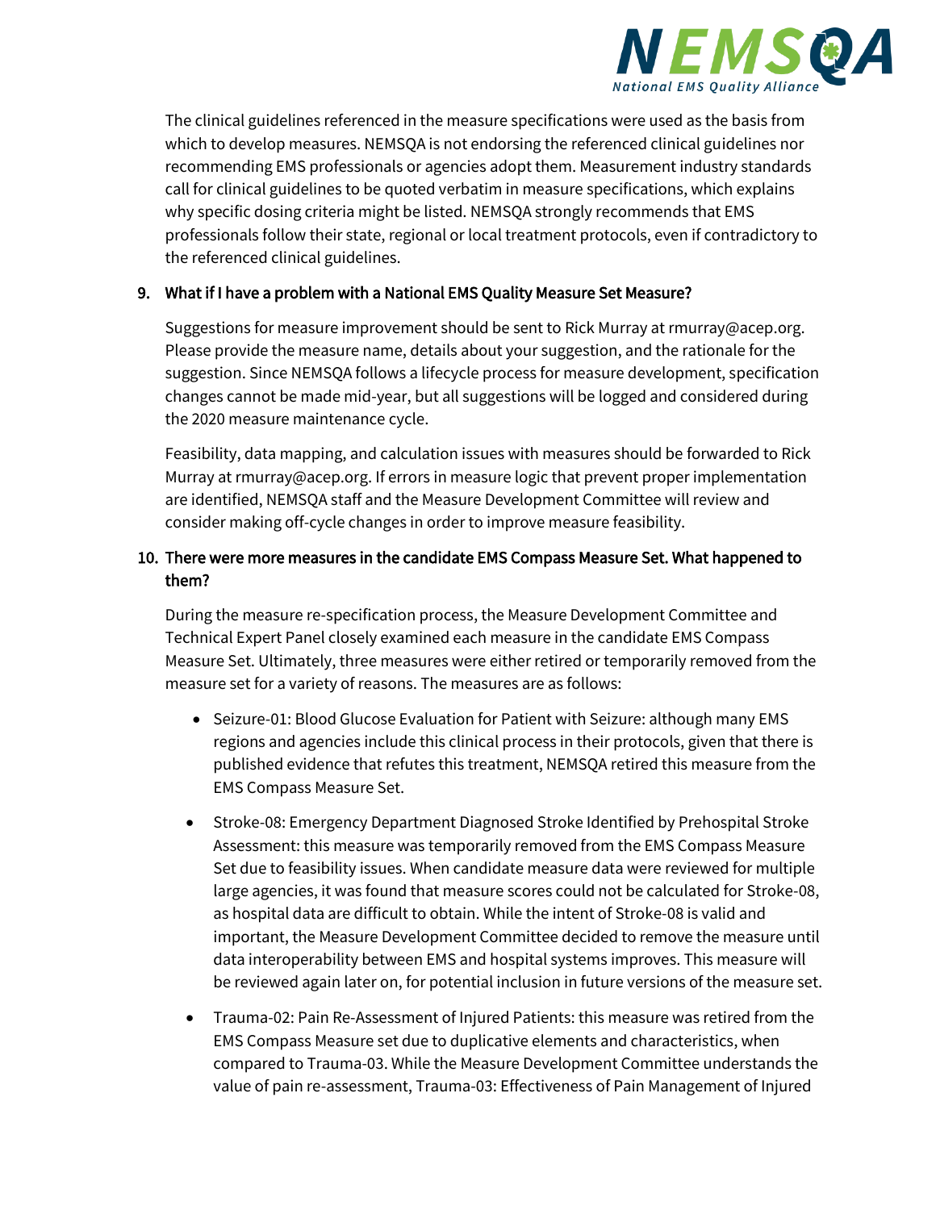The clinical guidelines referenced in the measure specifications were used as the basis from which to develop measures. NEMSQA is not endorsing the referenced clinical guidelines nor recommending EMS professionals or agencies adopt them. Measurement industry standards call for clinical guidelines to be quoted verbatim in measure specifications, which explains why specific dosing criteria might be listed. NEMSQA strongly recommends that EMS professionals follow their state, regional or local treatment protocols, even if contradictory to the referenced clinical guidelines.

9. **What if I have a problem with a National EMS Quality Measure Set Measure?**

   Suggestions for measure improvement should be sent to Rick Murray at rmurray@acep.org. Please provide the measure name, details about your suggestion, and the rationale for the suggestion. Since NEMSQA follows a lifecycle process for measure development, specification changes cannot be made mid-year, but all suggestions will be logged and considered during the 2020 measure maintenance cycle.

   Feasibility, data mapping, and calculation issues with measures should be forwarded to Rick Murray at rmurray@acep.org. If errors in measure logic that prevent proper implementation are identified, NEMSQA staff and the Measure Development Committee will review and consider making off-cycle changes in order to improve measure feasibility.

10. **There were more measures in the candidate EMS Compass Measure Set. What happened to them?**

    During the measure re-specification process, the Measure Development Committee and Technical Expert Panel closely examined each measure in the candidate EMS Compass Measure Set. Ultimately, three measures were either retired or temporarily removed from the measure set for a variety of reasons. The measures are as follows:

    - Seizure-01: Blood Glucose Evaluation for Patient with Seizure: although many EMS regions and agencies include this clinical process in their protocols, given that there is published evidence that refutes this treatment, NEMSQA retired this measure from the EMS Compass Measure Set.
    - Stroke-08: Emergency Department Diagnosed Stroke Identified by Prehospital Stroke Assessment: this measure was temporarily removed from the EMS Compass Measure Set due to feasibility issues. When candidate measure data were reviewed for multiple large agencies, it was found that measure scores could not be calculated for Stroke-08, as hospital data are difficult to obtain. While the intent of Stroke-08 is valid and important, the Measure Development Committee decided to remove the measure until data interoperability between EMS and hospital systems improves. This measure will be reviewed again later on, for potential inclusion in future versions of the measure set.
    - Trauma-02: Pain Re-Assessment of Injured Patients: this measure was retired from the EMS Compass Measure set due to duplicative elements and characteristics, when compared to Trauma-03. While the Measure Development Committee understands the value of pain re-assessment, Trauma-03: Effectiveness of Pain Management of Injured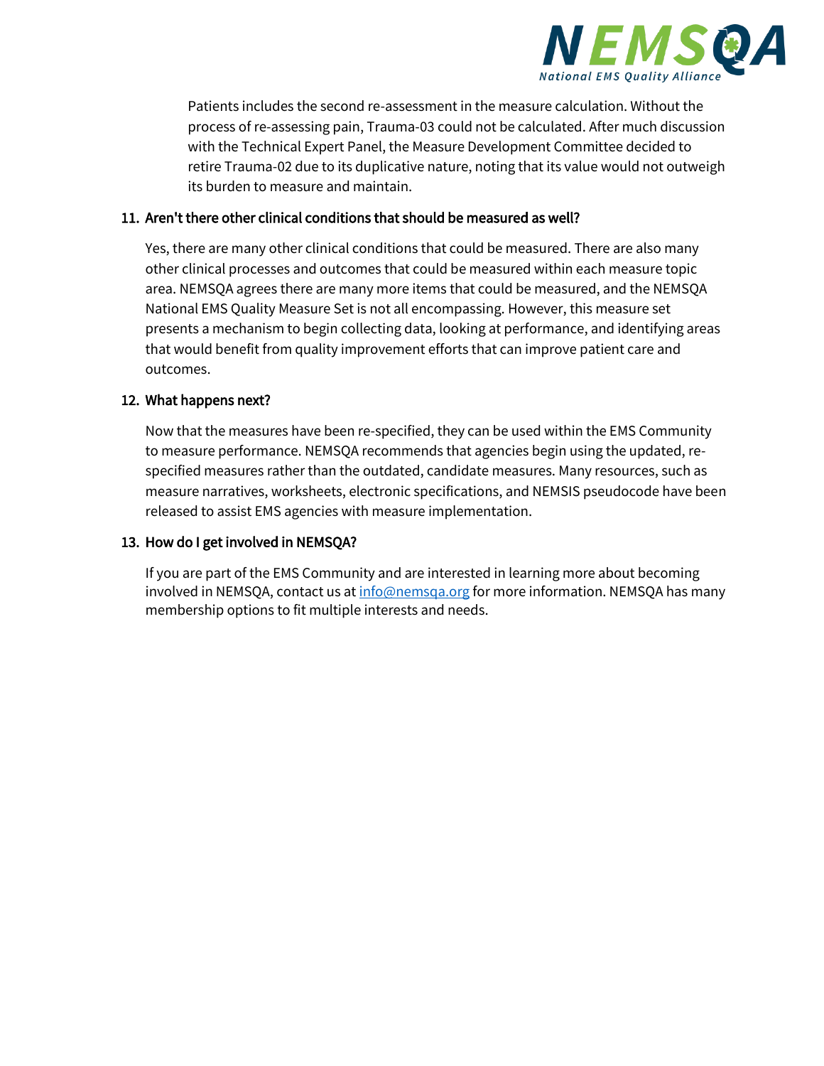Patients includes the second re-assessment in the measure calculation. Without the process of re-assessing pain, Trauma-03 could not be calculated. After much discussion with the Technical Expert Panel, the Measure Development Committee decided to retire Trauma-02 due to its duplicative nature, noting that its value would not outweigh its burden to measure and maintain.

11. **Aren't there other clinical conditions that should be measured as well?**

    Yes, there are many other clinical conditions that could be measured. There are also many other clinical processes and outcomes that could be measured within each measure topic area. NEMSQA agrees there are many more items that could be measured, and the NEMSQA National EMS Quality Measure Set is not all encompassing. However, this measure set presents a mechanism to begin collecting data, looking at performance, and identifying areas that would benefit from quality improvement efforts that can improve patient care and outcomes.

12. **What happens next?**

    Now that the measures have been re-specified, they can be used within the EMS Community to measure performance. NEMSQA recommends that agencies begin using the updated, re-specified measures rather than the outdated, candidate measures. Many resources, such as measure narratives, worksheets, electronic specifications, and NEMSIS pseudocode have been released to assist EMS agencies with measure implementation.

13. **How do I get involved in NEMSQA?**

    If you are part of the EMS Community and are interested in learning more about becoming involved in NEMSQA, contact us at info@nemsqa.org for more information. NEMSQA has many membership options to fit multiple interests and needs.